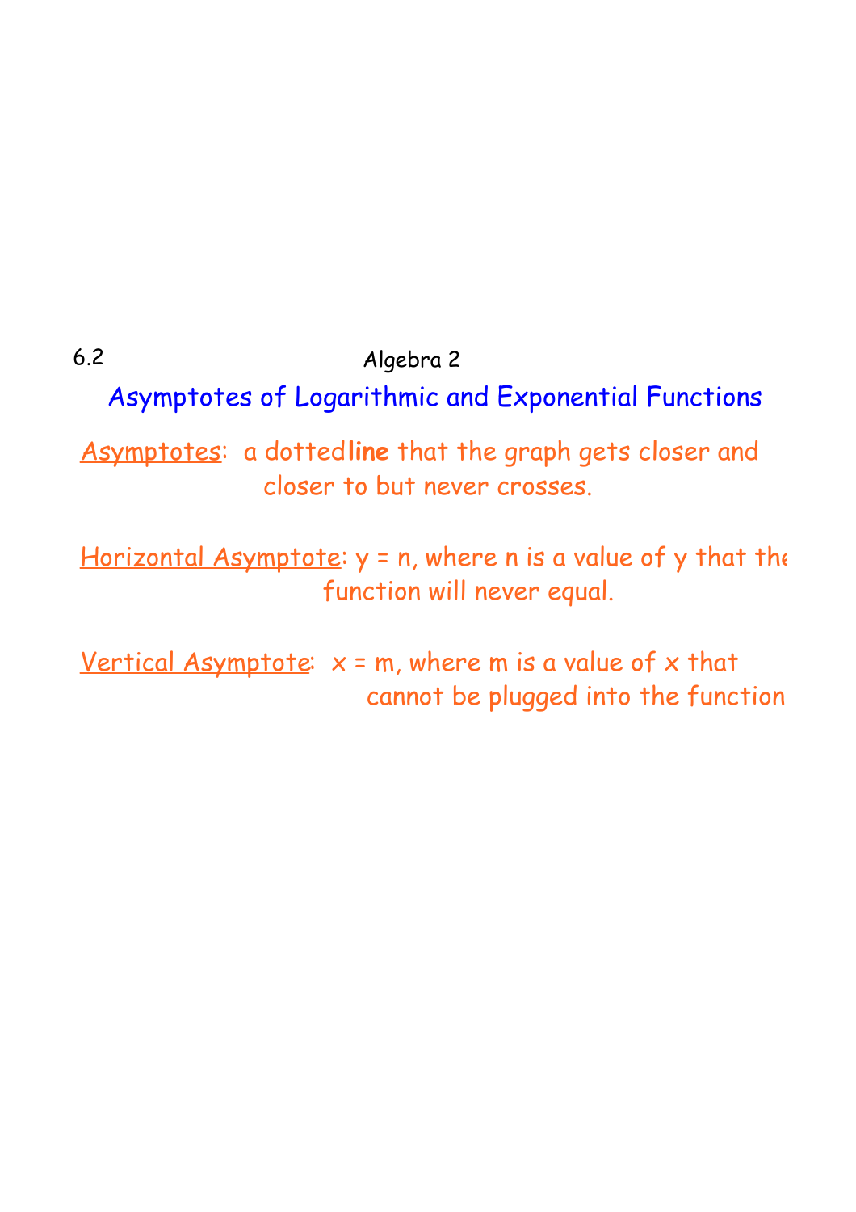6.2 Algebra 2

# Asymptotes of Logarithmic and Exponential Functions

Asymptotes: a dotted **line** that the graph gets closer and closer to but never crosses.

Horizontal Asymptote: $y = n$, where $n$ is a value of $y$ that the function will never equal.

Vertical Asymptote: $x = m$, where $m$ is a value of $x$ that cannot be plugged into the function.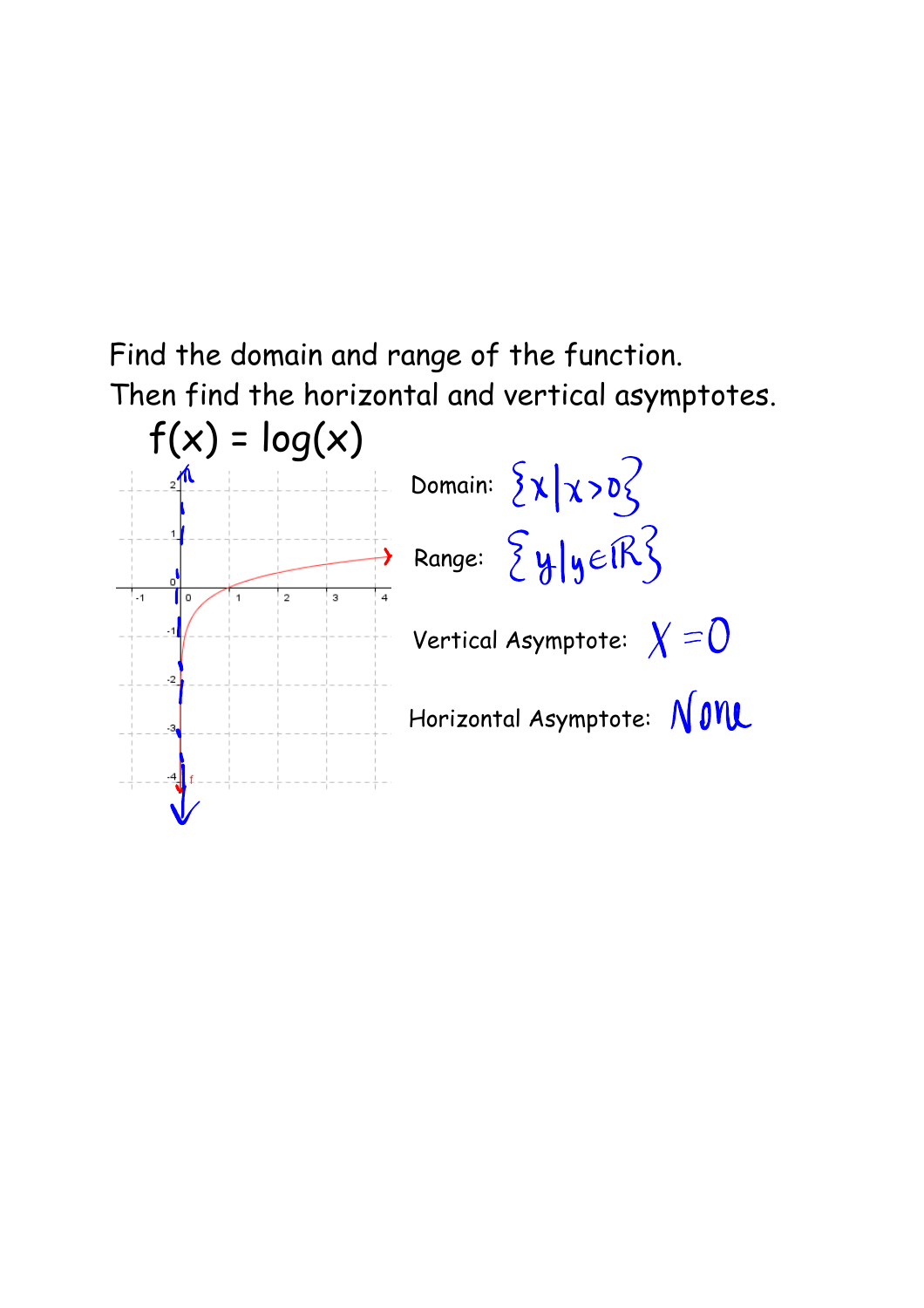Find the domain and range of the function.
Then find the horizontal and vertical asymptotes.

$f(x) = \log(x)$

Domain: $\{x \mid x > 0\}$

Range: $\{y \mid y \in \mathbb{R}\}$

Vertical Asymptote: $x = 0$

Horizontal Asymptote: None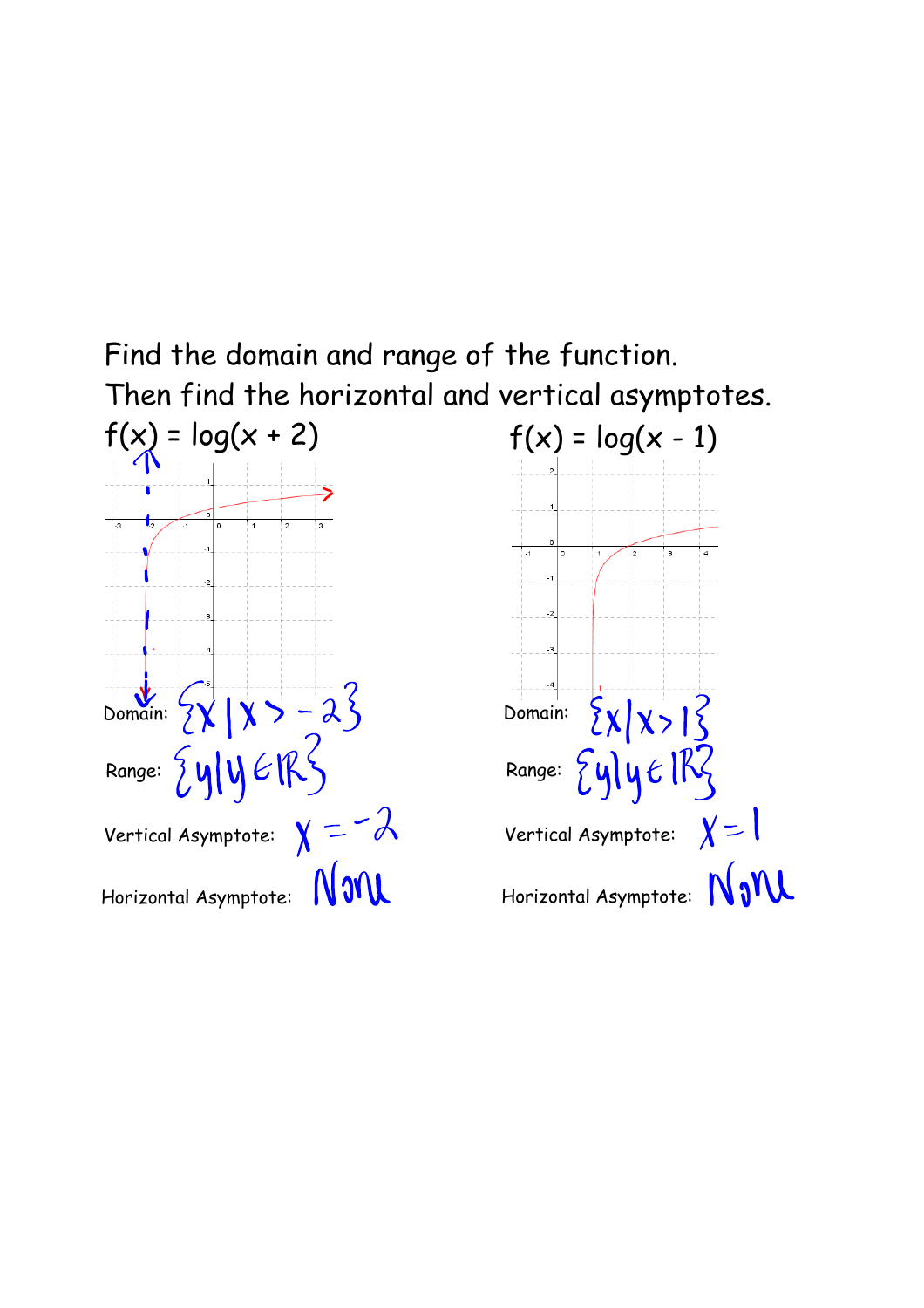Find the domain and range of the function.
Then find the horizontal and vertical asymptotes.

$f(x) = \log(x + 2)$

Domain: $\{x \mid x > -2\}$

Range: $\{y \mid y \in \mathbb{R}\}$

Vertical Asymptote: $x = -2$

Horizontal Asymptote: None

$f(x) = \log(x - 1)$

Domain: $\{x \mid x > 1\}$

Range: $\{y \mid y \in \mathbb{R}\}$

Vertical Asymptote: $x = 1$

Horizontal Asymptote: None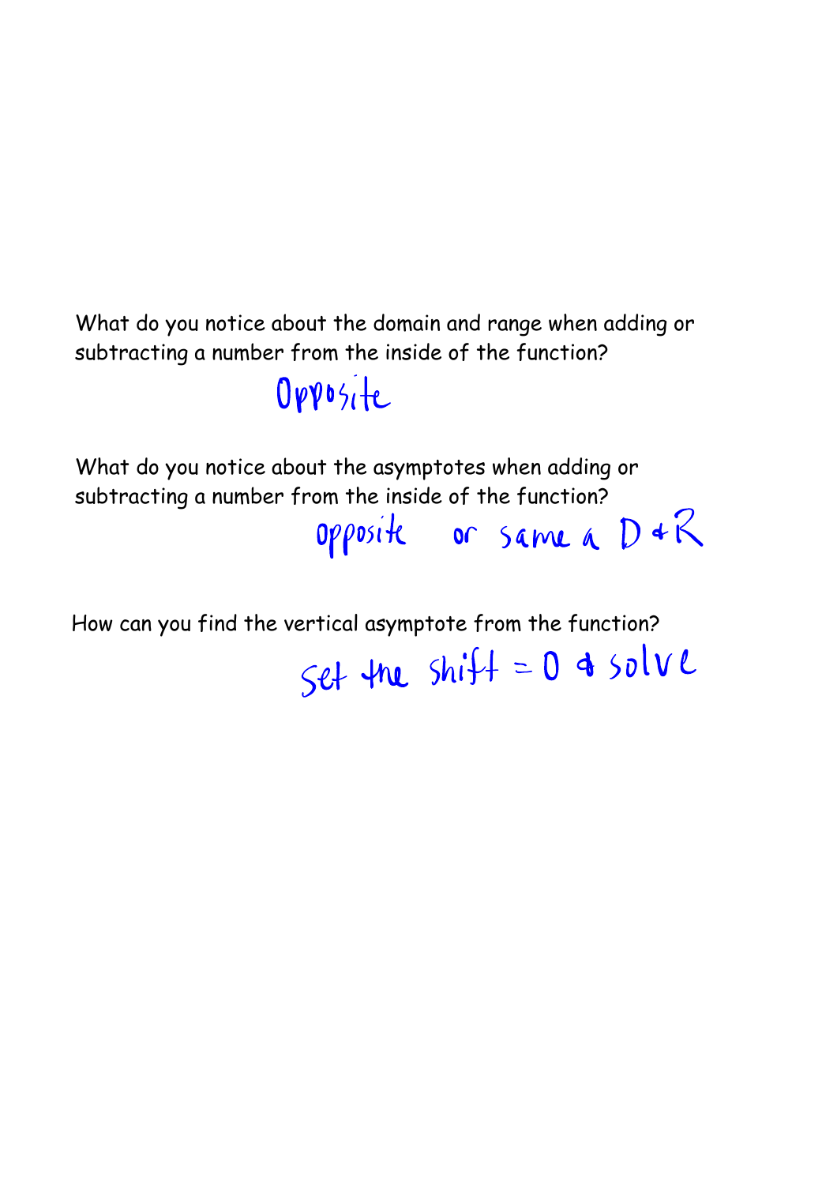What do you notice about the domain and range when adding or subtracting a number from the inside of the function?

Opposite

What do you notice about the asymptotes when adding or subtracting a number from the inside of the function?

opposite or same a D & R

How can you find the vertical asymptote from the function?

Set the shift = 0 & solve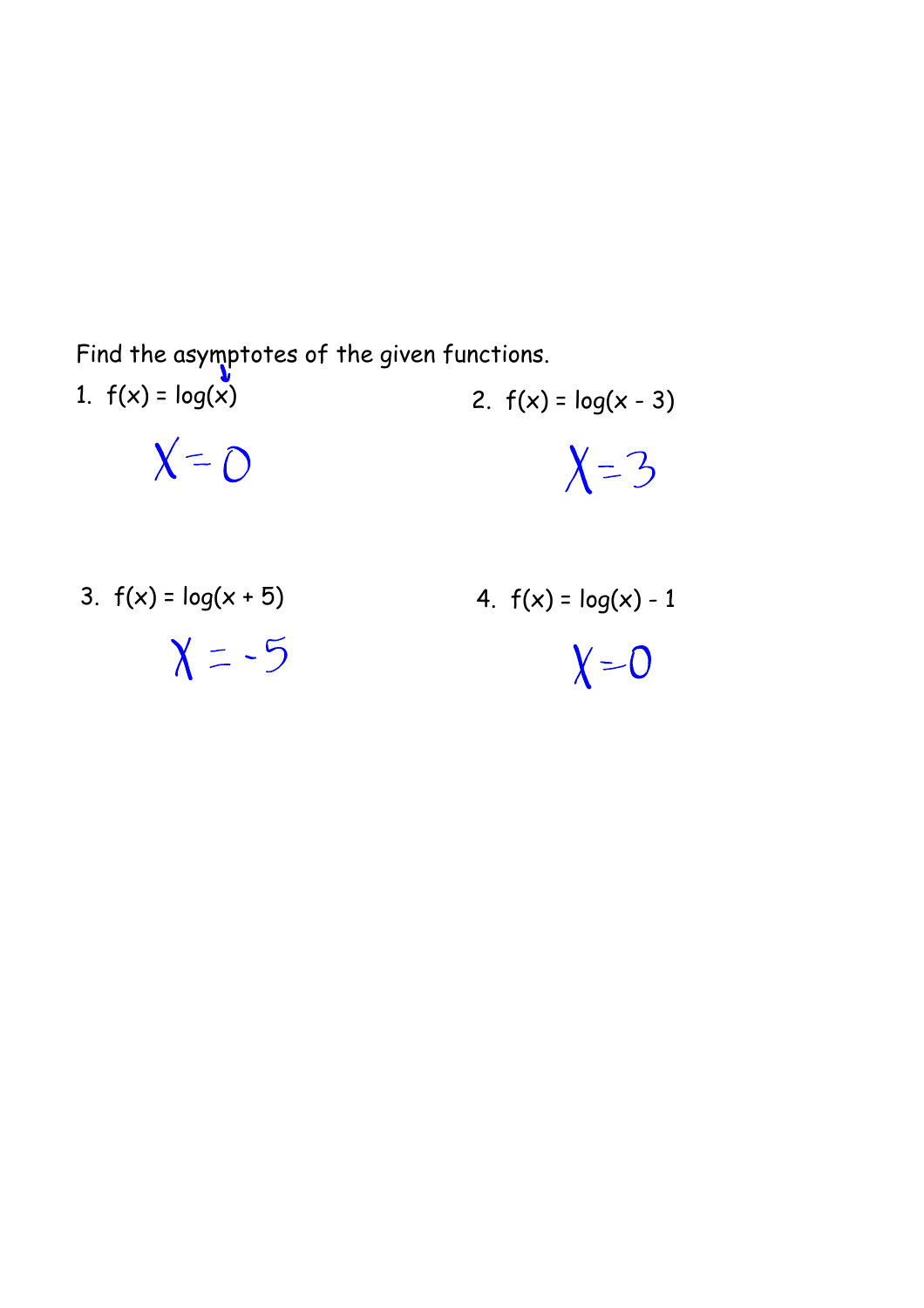Find the asymptotes of the given functions.

1. $f(x) = \log(x)$

   $x = 0$

2. $f(x) = \log(x - 3)$

   $x = 3$

3. $f(x) = \log(x + 5)$

   $x = -5$

4. $f(x) = \log(x) - 1$

   $x = 0$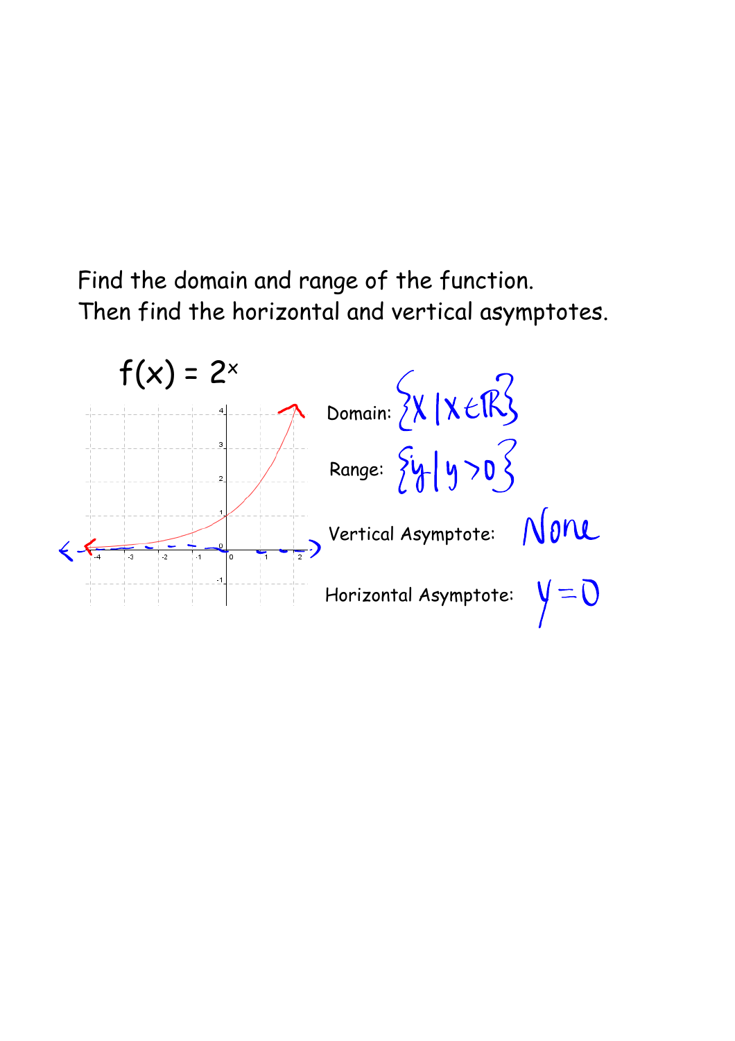Find the domain and range of the function.
Then find the horizontal and vertical asymptotes.

$f(x) = 2^x$

Domain: $\{x \mid x \in \mathbb{R}\}$

Range: $\{y \mid y > 0\}$

Vertical Asymptote: None

Horizontal Asymptote: $y = 0$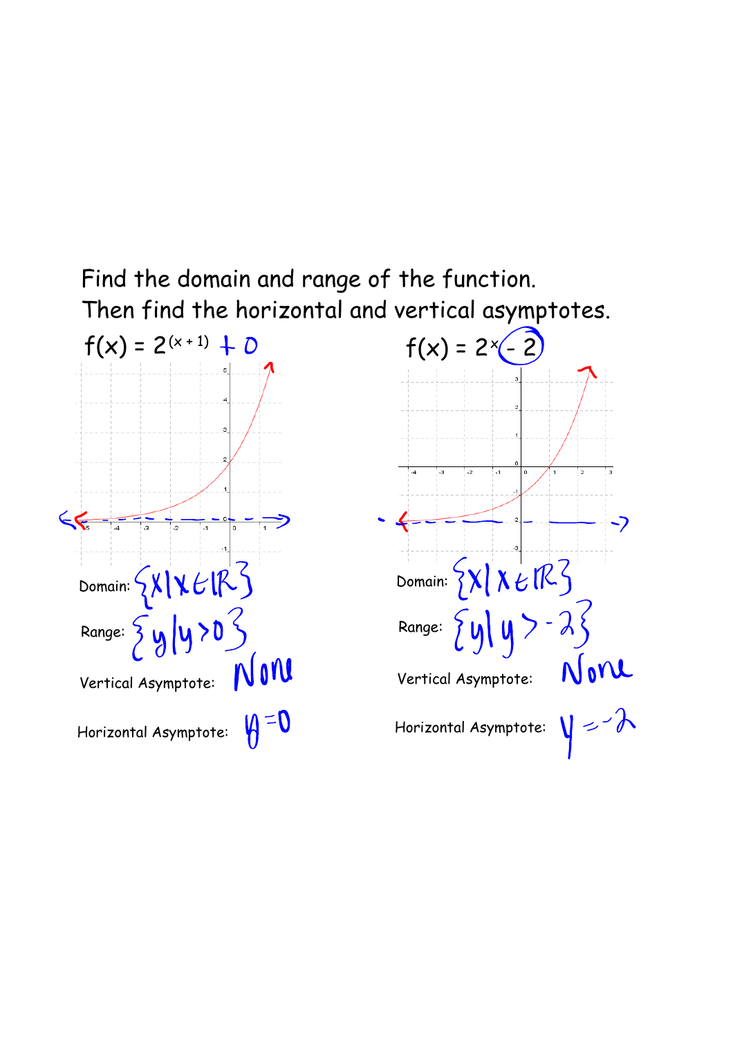Find the domain and range of the function.
Then find the horizontal and vertical asymptotes.

$f(x) = 2^{(x+1)} + 0$

Domain: $\{x \mid x \in \mathbb{R}\}$

Range: $\{y \mid y > 0\}$

Vertical Asymptote: None

Horizontal Asymptote: $y = 0$

$f(x) = 2^{x} - 2$

Domain: $\{x \mid x \in \mathbb{R}\}$

Range: $\{y \mid y > -2\}$

Vertical Asymptote: None

Horizontal Asymptote: $y = -2$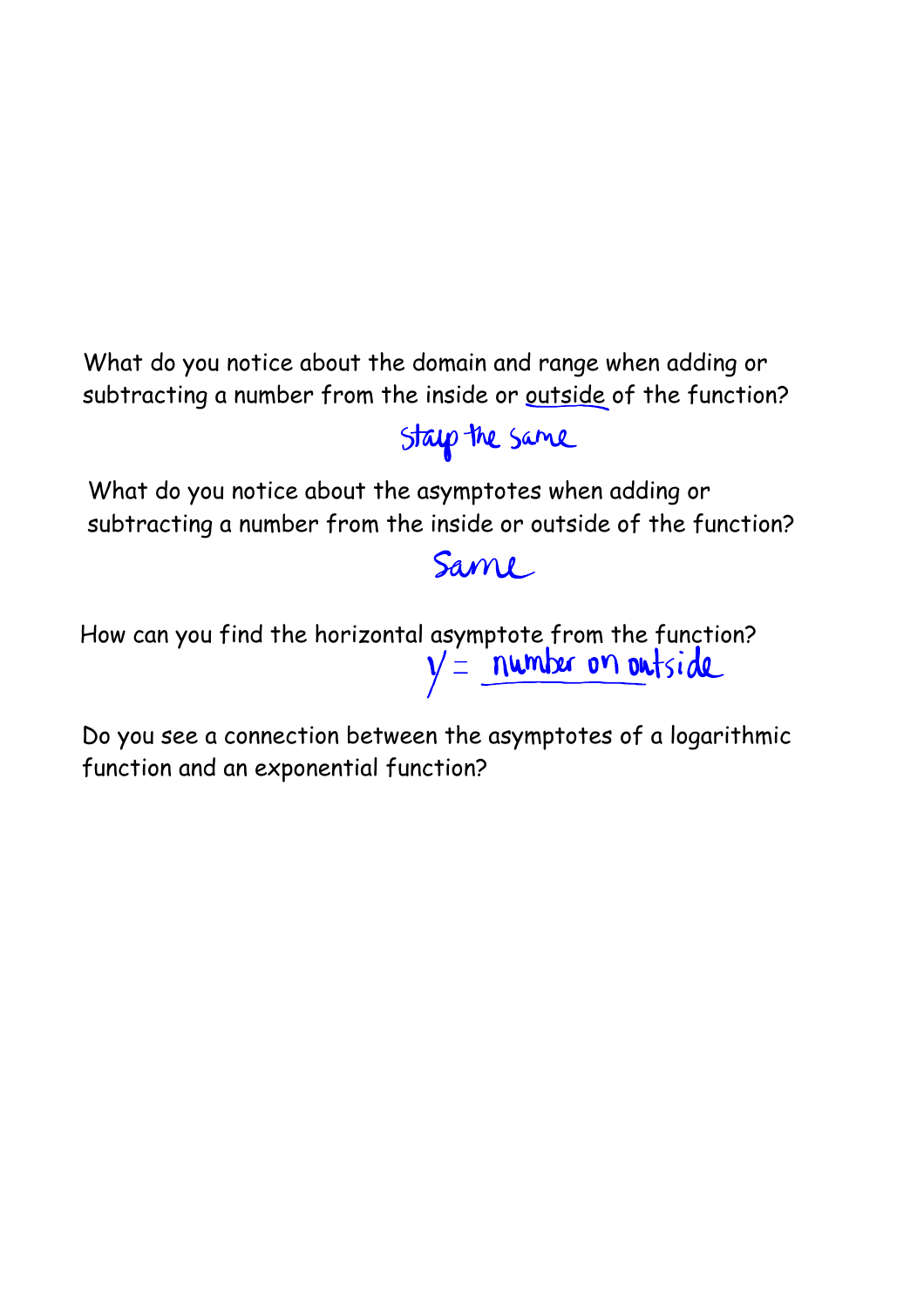What do you notice about the domain and range when adding or subtracting a number from the inside or <u>outside</u> of the function?

stay the same

What do you notice about the asymptotes when adding or subtracting a number from the inside or outside of the function?

Same

How can you find the horizontal asymptote from the function?

$y =$ number on outside

Do you see a connection between the asymptotes of a logarithmic function and an exponential function?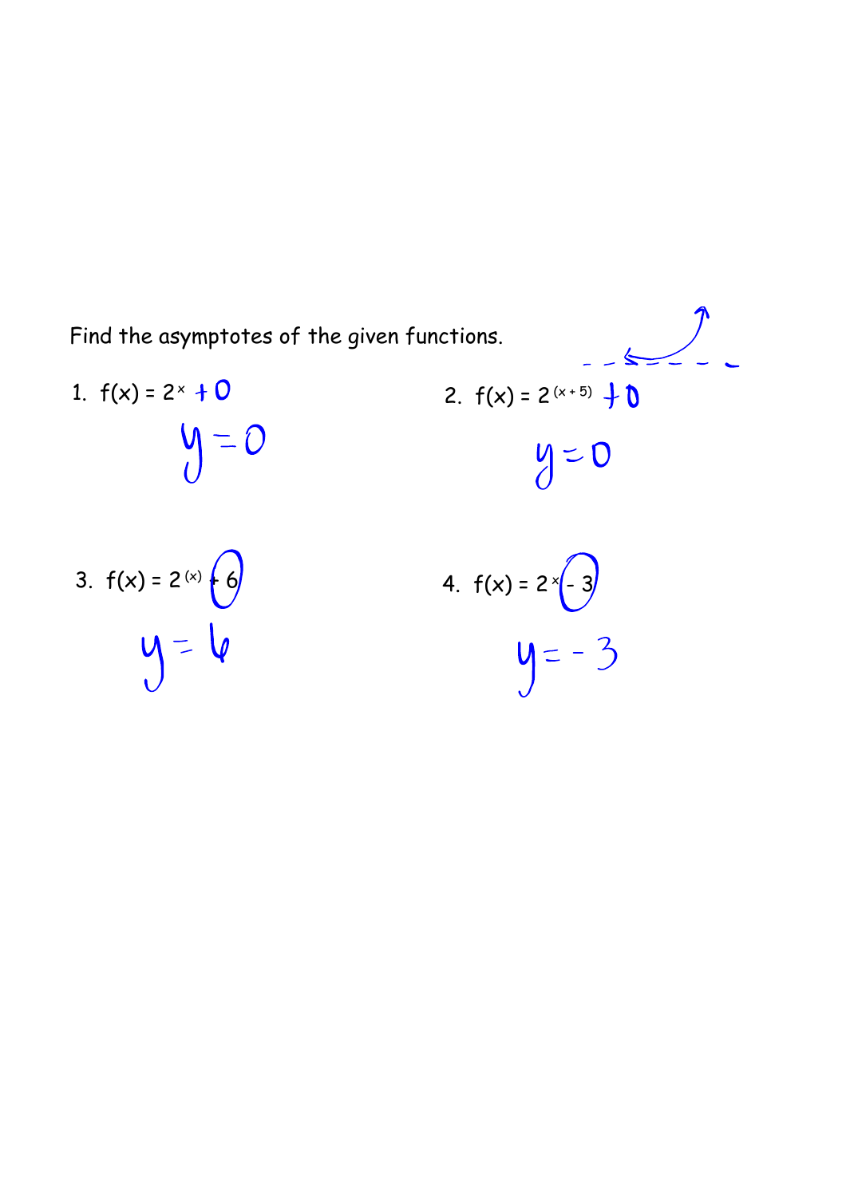Find the asymptotes of the given functions.

1. $f(x) = 2^{x} + 0$

   $y = 0$

2. $f(x) = 2^{(x+5)} + 0$

   $y = 0$

3. $f(x) = 2^{(x)} + 6$

   $y = 6$

4. $f(x) = 2^{x} - 3$

   $y = -3$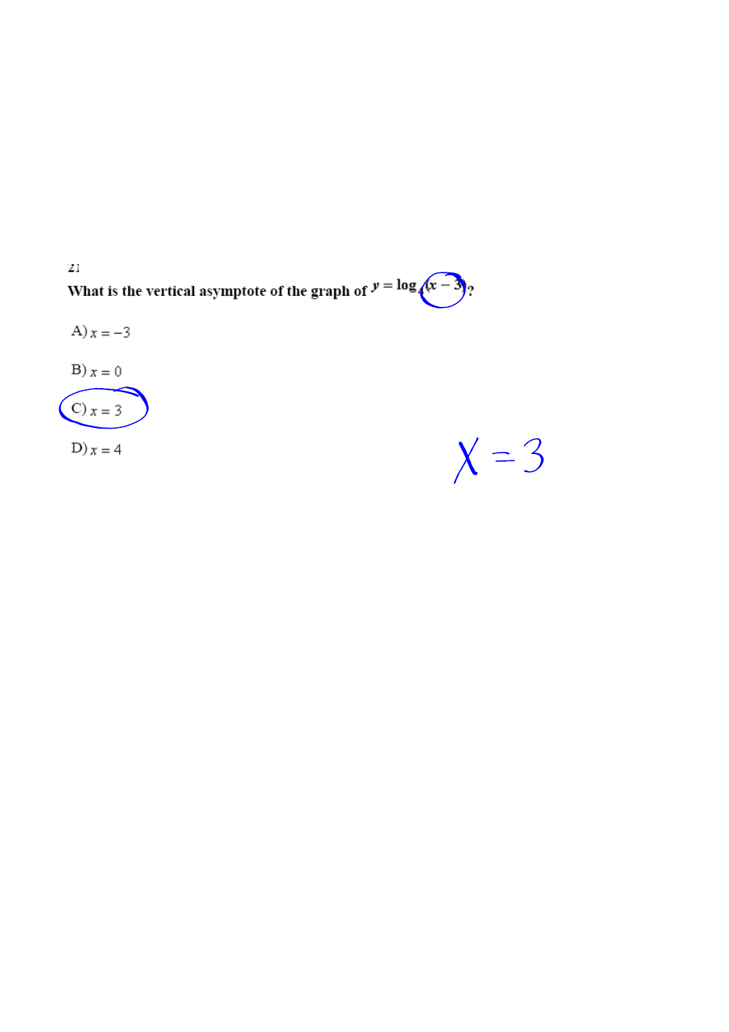21

What is the vertical asymptote of the graph of $y = \log_4(x - 3)$?

A) $x = -3$

B) $x = 0$

C) $x = 3$

D) $x = 4$

$X = 3$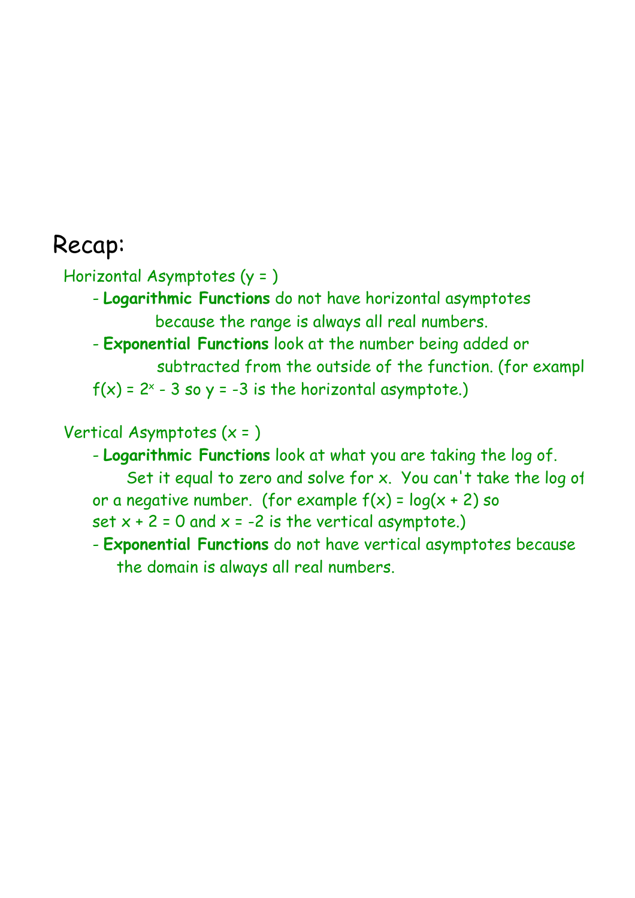# Recap:

Horizontal Asymptotes (y = )

- **Logarithmic Functions** do not have horizontal asymptotes because the range is always all real numbers.
- **Exponential Functions** look at the number being added or subtracted from the outside of the function. (for exampl $f(x) = 2^x - 3$ so $y = -3$ is the horizontal asymptote.)

Vertical Asymptotes (x = )

- **Logarithmic Functions** look at what you are taking the log of. Set it equal to zero and solve for x. You can't take the log of or a negative number. (for example $f(x) = \log(x + 2)$ so set $x + 2 = 0$ and $x = -2$ is the vertical asymptote.)
- **Exponential Functions** do not have vertical asymptotes because the domain is always all real numbers.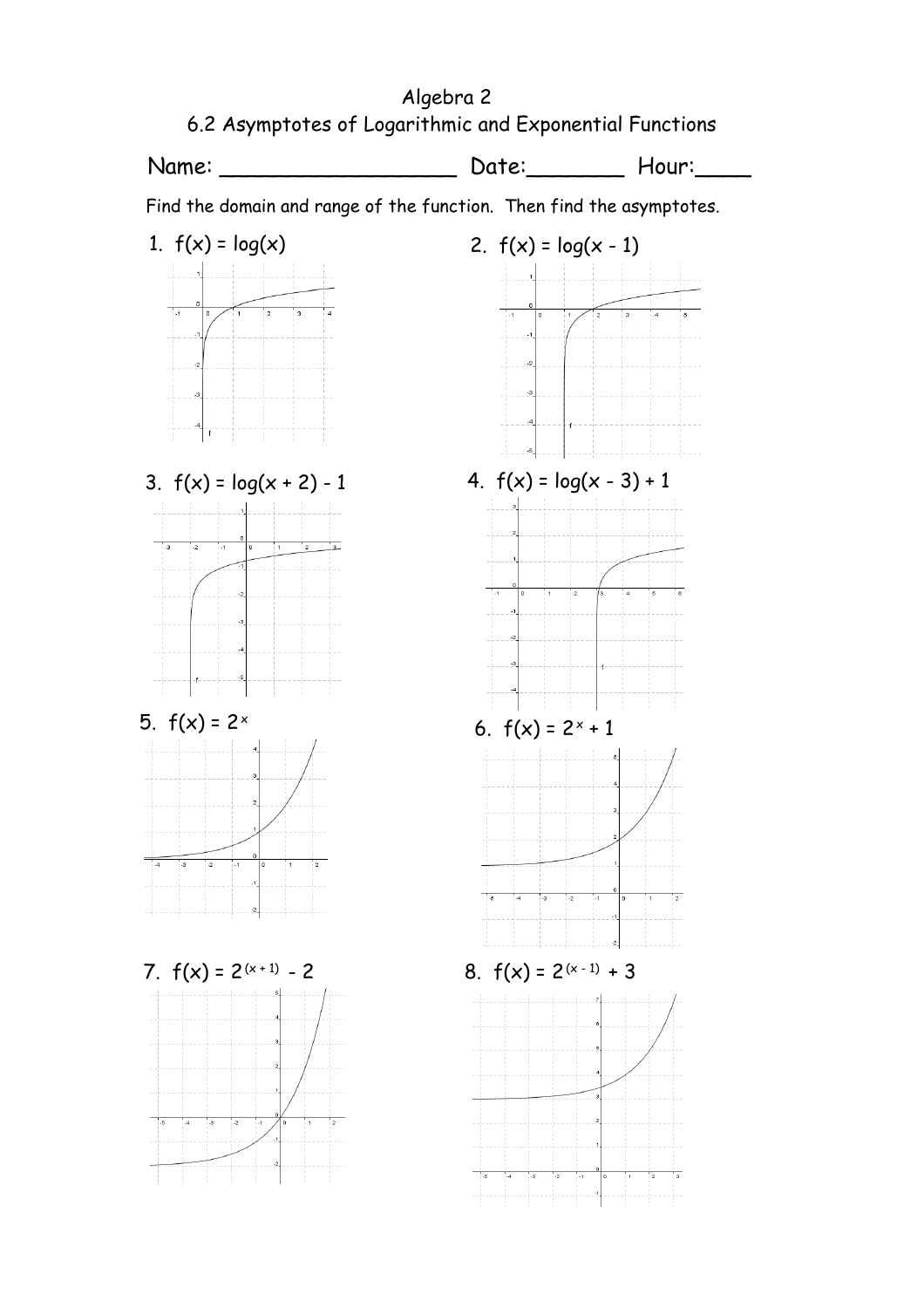# Algebra 2

## 6.2 Asymptotes of Logarithmic and Exponential Functions

Name: ___________________ Date:________ Hour:_____

Find the domain and range of the function. Then find the asymptotes.

1. $f(x) = \log(x)$

2. $f(x) = \log(x - 1)$

3. $f(x) = \log(x + 2) - 1$

4. $f(x) = \log(x - 3) + 1$

5. $f(x) = 2^x$

6. $f(x) = 2^x + 1$

7. $f(x) = 2^{(x + 1)} - 2$

8. $f(x) = 2^{(x - 1)} + 3$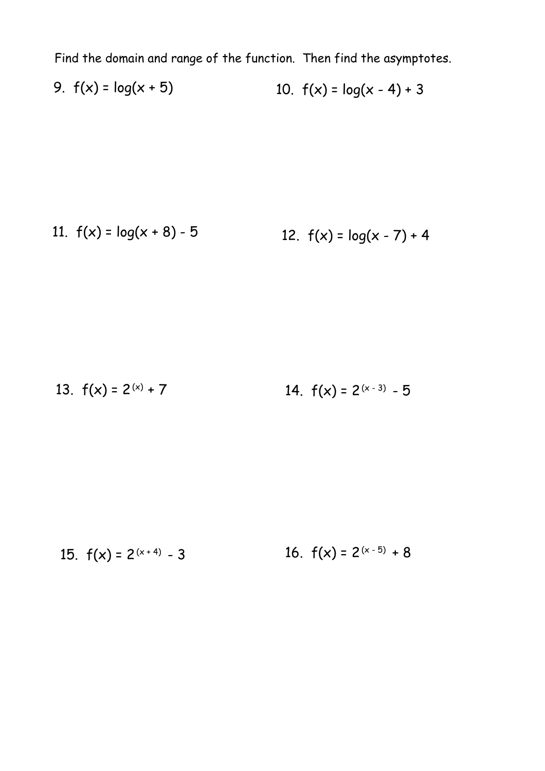Find the domain and range of the function. Then find the asymptotes.

9. $f(x) = \log(x + 5)$

10. $f(x) = \log(x - 4) + 3$

11. $f(x) = \log(x + 8) - 5$

12. $f(x) = \log(x - 7) + 4$

13. $f(x) = 2^{(x)} + 7$

14. $f(x) = 2^{(x - 3)} - 5$

15. $f(x) = 2^{(x + 4)} - 3$

16. $f(x) = 2^{(x - 5)} + 8$